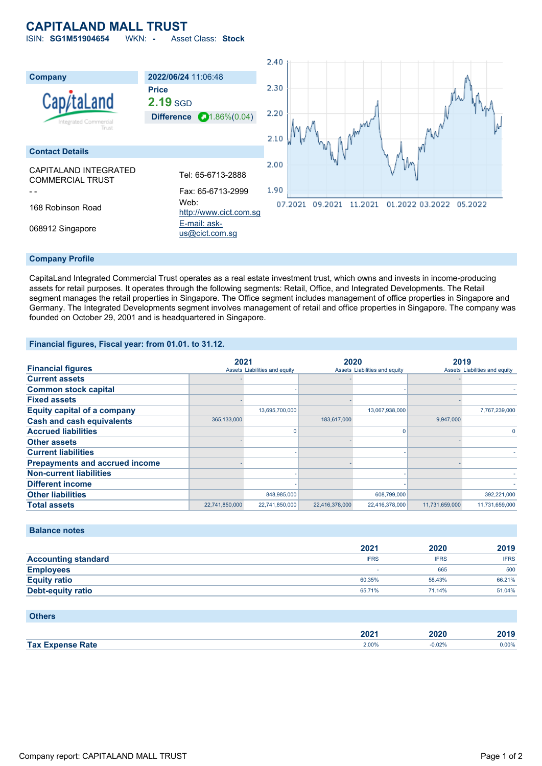# CAPITALAND MALL TRUST

ISIN: **SG1M51904654** WKN: **-** Asset Class: **Stock**

| Company | 2022/06/24 11:06:48 |
|---|---|
| CapitaLand Integrated Commercial Trust | **Price** |
| | **2.19** SGD |
| | **Difference** 1.86%(0.04) |

## Contact Details

CAPITALAND INTEGRATED COMMERCIAL TRUST
- -
168 Robinson Road
068912 Singapore

Tel: 65-6713-2888
Fax: 65-6713-2999
Web: http://www.cict.com.sg
E-mail: ask-us@cict.com.sg

## Company Profile

CapitaLand Integrated Commercial Trust operates as a real estate investment trust, which owns and invests in income-producing assets for retail purposes. It operates through the following segments: Retail, Office, and Integrated Developments. The Retail segment manages the retail properties in Singapore. The Office segment includes management of office properties in Singapore and Germany. The Integrated Developments segment involves management of retail and office properties in Singapore. The company was founded on October 29, 2001 and is headquartered in Singapore.

## Financial figures, Fiscal year: from 01.01. to 31.12.

| Financial figures | 2021 Assets | 2021 Liabilities and equity | 2020 Assets | 2020 Liabilities and equity | 2019 Assets | 2019 Liabilities and equity |
|---|---|---|---|---|---|---|
| **Current assets** | - | | - | | - | |
| **Common stock capital** | | - | | - | | - |
| **Fixed assets** | - | | - | | - | |
| **Equity capital of a company** | | 13,695,700,000 | | 13,067,938,000 | | 7,767,239,000 |
| **Cash and cash equivalents** | 365,133,000 | | 183,617,000 | | 9,947,000 | |
| **Accrued liabilities** | | 0 | | 0 | | 0 |
| **Other assets** | - | | - | | - | |
| **Current liabilities** | | - | | - | | - |
| **Prepayments and accrued income** | - | | - | | - | |
| **Non-current liabilities** | | - | | - | | - |
| **Different income** | | - | | - | | - |
| **Other liabilities** | | 848,985,000 | | 608,799,000 | | 392,221,000 |
| **Total assets** | 22,741,850,000 | 22,741,850,000 | 22,416,378,000 | 22,416,378,000 | 11,731,659,000 | 11,731,659,000 |

## Balance notes

| | 2021 | 2020 | 2019 |
|---|---|---|---|
| **Accounting standard** | IFRS | IFRS | IFRS |
| **Employees** | - | 665 | 500 |
| **Equity ratio** | 60.35% | 58.43% | 66.21% |
| **Debt-equity ratio** | 65.71% | 71.14% | 51.04% |

## Others

| | 2021 | 2020 | 2019 |
|---|---|---|---|
| **Tax Expense Rate** | 2.00% | -0.02% | 0.00% |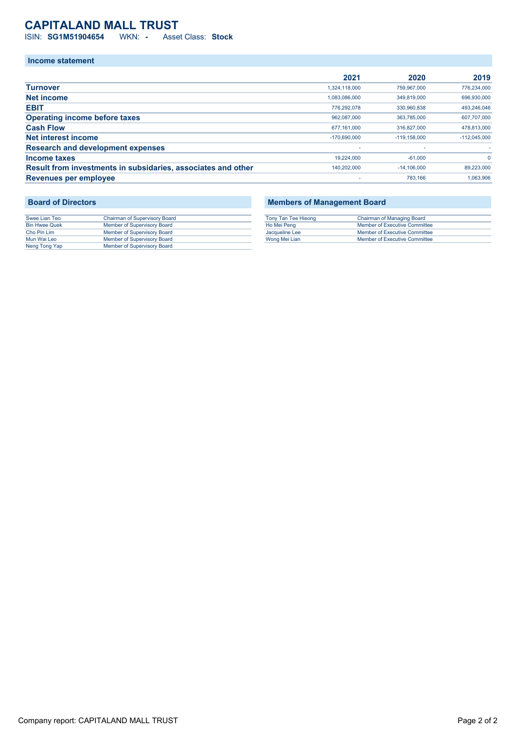# CAPITALAND MALL TRUST

ISIN: **SG1M51904654** WKN: **-** Asset Class: **Stock**

## Income statement

| | 2021 | 2020 | 2019 |
|---|---|---|---|
| **Turnover** | 1,324,118,000 | 759,967,000 | 776,234,000 |
| **Net income** | 1,083,086,000 | 349,819,000 | 696,930,000 |
| **EBIT** | 776,292,078 | 330,960,838 | 493,246,046 |
| **Operating income before taxes** | 962,087,000 | 363,785,000 | 607,707,000 |
| **Cash Flow** | 677,161,000 | 316,827,000 | 478,813,000 |
| **Net interest income** | -170,690,000 | -119,158,000 | -112,045,000 |
| **Research and development expenses** | - | - | - |
| **Income taxes** | 19,224,000 | -61,000 | 0 |
| **Result from investments in subsidaries, associates and other** | 140,202,000 | -14,106,000 | 89,223,000 |
| **Revenues per employee** | - | 783,166 | 1,063,906 |

## Board of Directors

| | |
|---|---|
| Swee Lian Teo | Chairman of Supervisory Board |
| Bin Hwee Quek | Member of Supervisory Board |
| Cho Pin Lim | Member of Supervisory Board |
| Mun Wai Leo | Member of Supervisory Board |
| Neng Tong Yap | Member of Supervisory Board |

## Members of Management Board

| | |
|---|---|
| Tony Tan Tee Hieong | Chairman of Managing Board |
| Ho Mei Peng | Member of Executive Committee |
| Jacqueline Lee | Member of Executive Committee |
| Wong Mei Lian | Member of Executive Committee |

Company report: CAPITALAND MALL TRUST